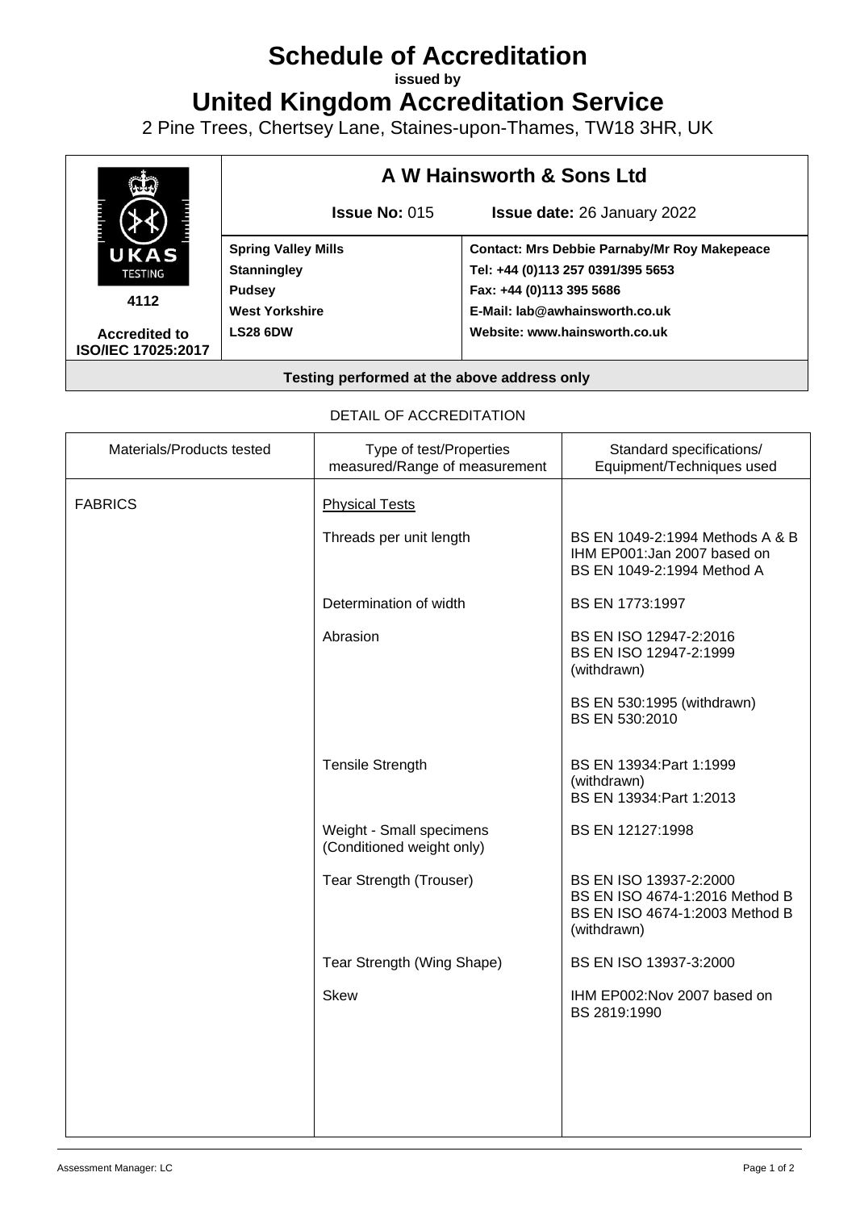# Schedule of Accreditation

**issued by**

# United Kingdom Accreditation Service

2 Pine Trees, Chertsey Lane, Staines-upon-Thames, TW18 3HR, UK

| UKAS TESTING 4112 Accredited to ISO/IEC 17025:2017 | **A W Hainsworth & Sons Ltd** | |
|---|---|---|
| | **Issue No:** 015 | **Issue date:** 26 January 2022 |
| | **Spring Valley Mills**<br>**Stanningley**<br>**Pudsey**<br>**West Yorkshire**<br>**LS28 6DW** | **Contact: Mrs Debbie Parnaby/Mr Roy Makepeace**<br>**Tel: +44 (0)113 257 0391/395 5653**<br>**Fax: +44 (0)113 395 5686**<br>**E-Mail: lab@awhainsworth.co.uk**<br>**Website: www.hainsworth.co.uk** |

**Testing performed at the above address only**

DETAIL OF ACCREDITATION

| Materials/Products tested | Type of test/Properties measured/Range of measurement | Standard specifications/ Equipment/Techniques used |
|---|---|---|
| FABRICS | Physical Tests | |
| | Threads per unit length | BS EN 1049-2:1994 Methods A & B<br>IHM EP001:Jan 2007 based on BS EN 1049-2:1994 Method A |
| | Determination of width | BS EN 1773:1997 |
| | Abrasion | BS EN ISO 12947-2:2016<br>BS EN ISO 12947-2:1999 (withdrawn)<br><br>BS EN 530:1995 (withdrawn)<br>BS EN 530:2010 |
| | Tensile Strength | BS EN 13934:Part 1:1999 (withdrawn)<br>BS EN 13934:Part 1:2013 |
| | Weight - Small specimens (Conditioned weight only) | BS EN 12127:1998 |
| | Tear Strength (Trouser) | BS EN ISO 13937-2:2000<br>BS EN ISO 4674-1:2016 Method B<br>BS EN ISO 4674-1:2003 Method B (withdrawn) |
| | Tear Strength (Wing Shape) | BS EN ISO 13937-3:2000 |
| | Skew | IHM EP002:Nov 2007 based on BS 2819:1990 |

Assessment Manager: LC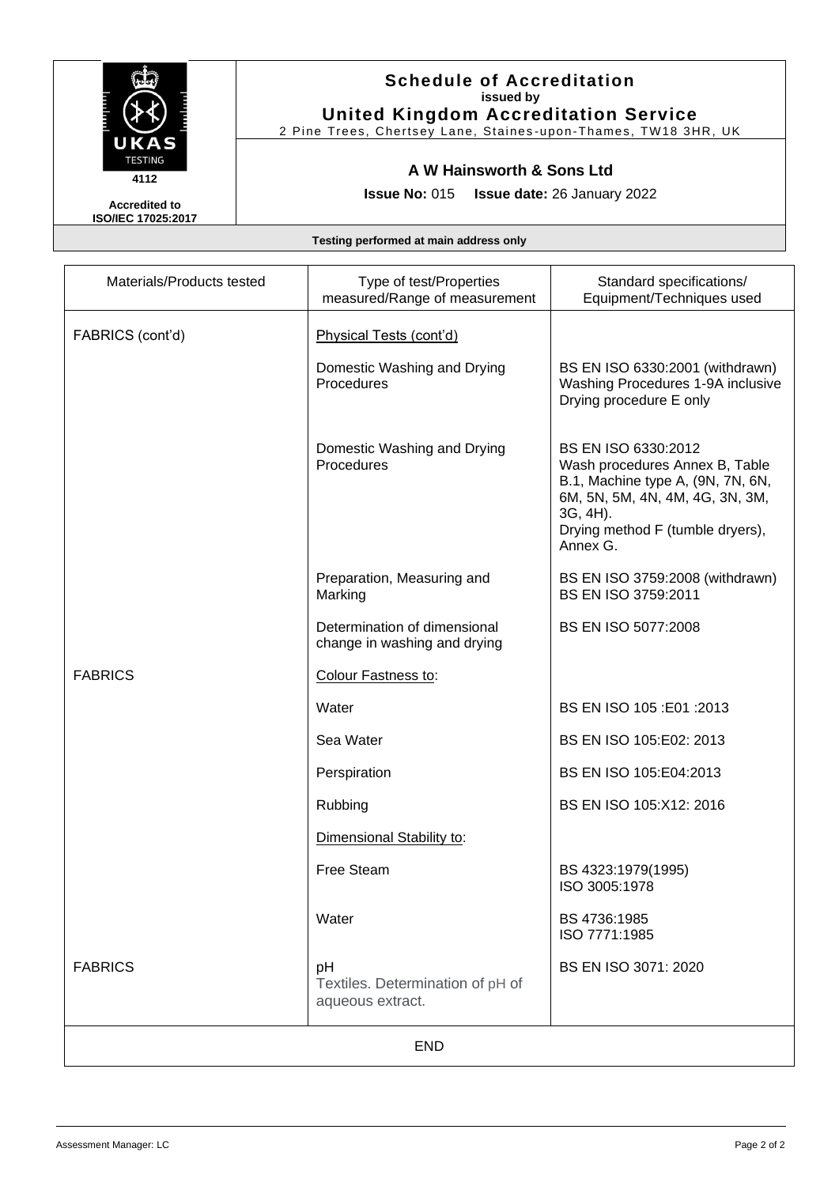**Schedule of Accreditation**
**issued by**
**United Kingdom Accreditation Service**
2 Pine Trees, Chertsey Lane, Staines-upon-Thames, TW18 3HR, UK

UKAS TESTING
**4112**
**Accredited to ISO/IEC 17025:2017**

**A W Hainsworth & Sons Ltd**

**Issue No:** 015 **Issue date:** 26 January 2022

**Testing performed at main address only**

| Materials/Products tested | Type of test/Properties measured/Range of measurement | Standard specifications/ Equipment/Techniques used |
|---|---|---|
| FABRICS (cont'd) | Physical Tests (cont'd) | |
| | Domestic Washing and Drying Procedures | BS EN ISO 6330:2001 (withdrawn) Washing Procedures 1-9A inclusive Drying procedure E only |
| | Domestic Washing and Drying Procedures | BS EN ISO 6330:2012 Wash procedures Annex B, Table B.1, Machine type A, (9N, 7N, 6N, 6M, 5N, 5M, 4N, 4M, 4G, 3N, 3M, 3G, 4H). Drying method F (tumble dryers), Annex G. |
| | Preparation, Measuring and Marking | BS EN ISO 3759:2008 (withdrawn) BS EN ISO 3759:2011 |
| | Determination of dimensional change in washing and drying | BS EN ISO 5077:2008 |
| FABRICS | Colour Fastness to: | |
| | Water | BS EN ISO 105 :E01 :2013 |
| | Sea Water | BS EN ISO 105:E02: 2013 |
| | Perspiration | BS EN ISO 105:E04:2013 |
| | Rubbing | BS EN ISO 105:X12: 2016 |
| | Dimensional Stability to: | |
| | Free Steam | BS 4323:1979(1995) ISO 3005:1978 |
| | Water | BS 4736:1985 ISO 7771:1985 |
| FABRICS | pH Textiles. Determination of pH of aqueous extract. | BS EN ISO 3071: 2020 |

END

Assessment Manager: LC